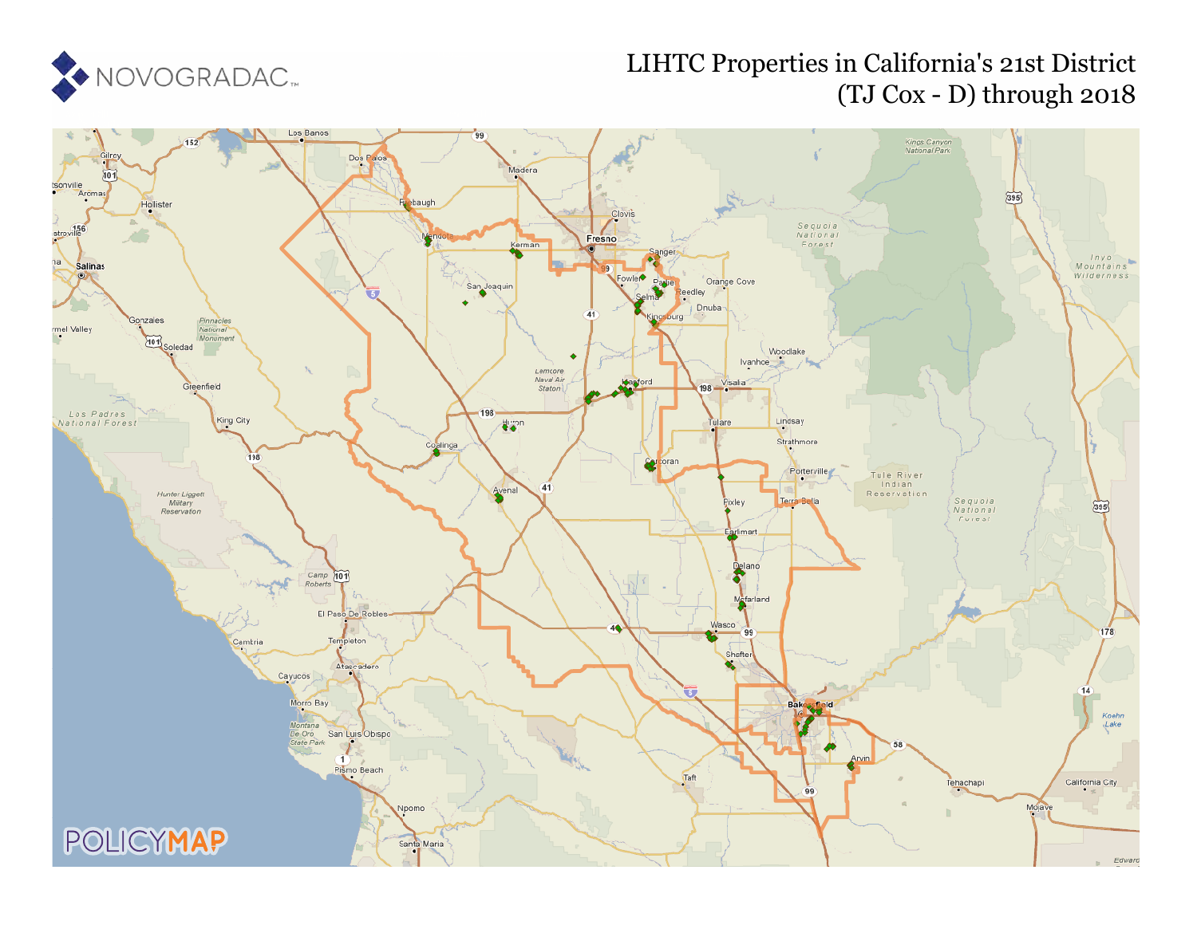NOVOGRADAC

# LIHTC Properties in California's 21st District (TJ Cox - D) through 2018

POLICYMAP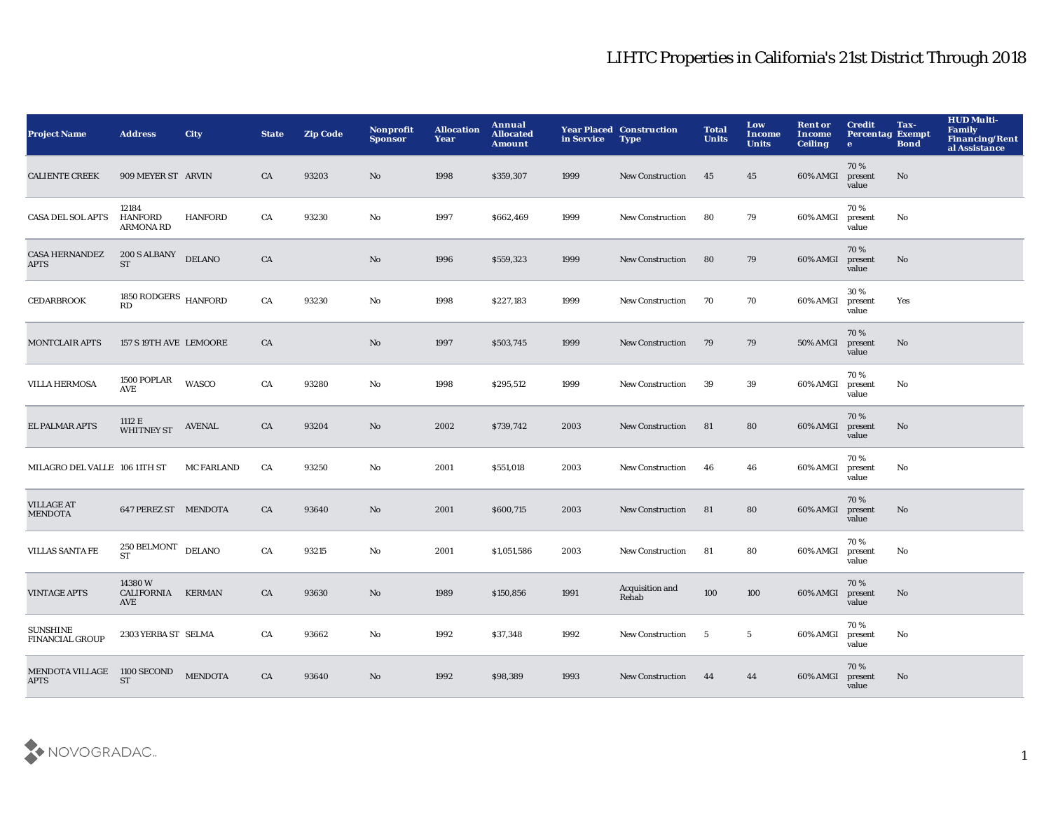# LIHTC Properties in California's 21st District Through 2018

| Project Name | Address | City | State | Zip Code | Nonprofit Sponsor | Allocation Year | Annual Allocated Amount | Year Placed in Service | Construction Type | Total Units | Low Income Units | Rent or Income Ceiling | Credit Percentage | Tax-Exempt Bond | HUD Multi-Family Financing/Rental Assistance |
|---|---|---|---|---|---|---|---|---|---|---|---|---|---|---|---|
| CALIENTE CREEK | 909 MEYER ST | ARVIN | CA | 93203 | No | 1998 | $359,307 | 1999 | New Construction | 45 | 45 | 60% AMGI | 70 % present value | No | |
| CASA DEL SOL APTS | 12184 HANFORD ARMONA RD | HANFORD | CA | 93230 | No | 1997 | $662,469 | 1999 | New Construction | 80 | 79 | 60% AMGI | 70 % present value | No | |
| CASA HERNANDEZ APTS | 200 S ALBANY ST | DELANO | CA | | No | 1996 | $559,323 | 1999 | New Construction | 80 | 79 | 60% AMGI | 70 % present value | No | |
| CEDARBROOK | 1850 RODGERS RD | HANFORD | CA | 93230 | No | 1998 | $227,183 | 1999 | New Construction | 70 | 70 | 60% AMGI | 30 % present value | Yes | |
| MONTCLAIR APTS | 157 S 19TH AVE | LEMOORE | CA | | No | 1997 | $503,745 | 1999 | New Construction | 79 | 79 | 50% AMGI | 70 % present value | No | |
| VILLA HERMOSA | 1500 POPLAR AVE | WASCO | CA | 93280 | No | 1998 | $295,512 | 1999 | New Construction | 39 | 39 | 60% AMGI | 70 % present value | No | |
| EL PALMAR APTS | 1112 E WHITNEY ST | AVENAL | CA | 93204 | No | 2002 | $739,742 | 2003 | New Construction | 81 | 80 | 60% AMGI | 70 % present value | No | |
| MILAGRO DEL VALLE | 106 11TH ST | MC FARLAND | CA | 93250 | No | 2001 | $551,018 | 2003 | New Construction | 46 | 46 | 60% AMGI | 70 % present value | No | |
| VILLAGE AT MENDOTA | 647 PEREZ ST | MENDOTA | CA | 93640 | No | 2001 | $600,715 | 2003 | New Construction | 81 | 80 | 60% AMGI | 70 % present value | No | |
| VILLAS SANTA FE | 250 BELMONT ST | DELANO | CA | 93215 | No | 2001 | $1,051,586 | 2003 | New Construction | 81 | 80 | 60% AMGI | 70 % present value | No | |
| VINTAGE APTS | 14380 W CALIFORNIA AVE | KERMAN | CA | 93630 | No | 1989 | $150,856 | 1991 | Acquisition and Rehab | 100 | 100 | 60% AMGI | 70 % present value | No | |
| SUNSHINE FINANCIAL GROUP | 2303 YERBA ST | SELMA | CA | 93662 | No | 1992 | $37,348 | 1992 | New Construction | 5 | 5 | 60% AMGI | 70 % present value | No | |
| MENDOTA VILLAGE APTS | 1100 SECOND ST | MENDOTA | CA | 93640 | No | 1992 | $98,389 | 1993 | New Construction | 44 | 44 | 60% AMGI | 70 % present value | No | |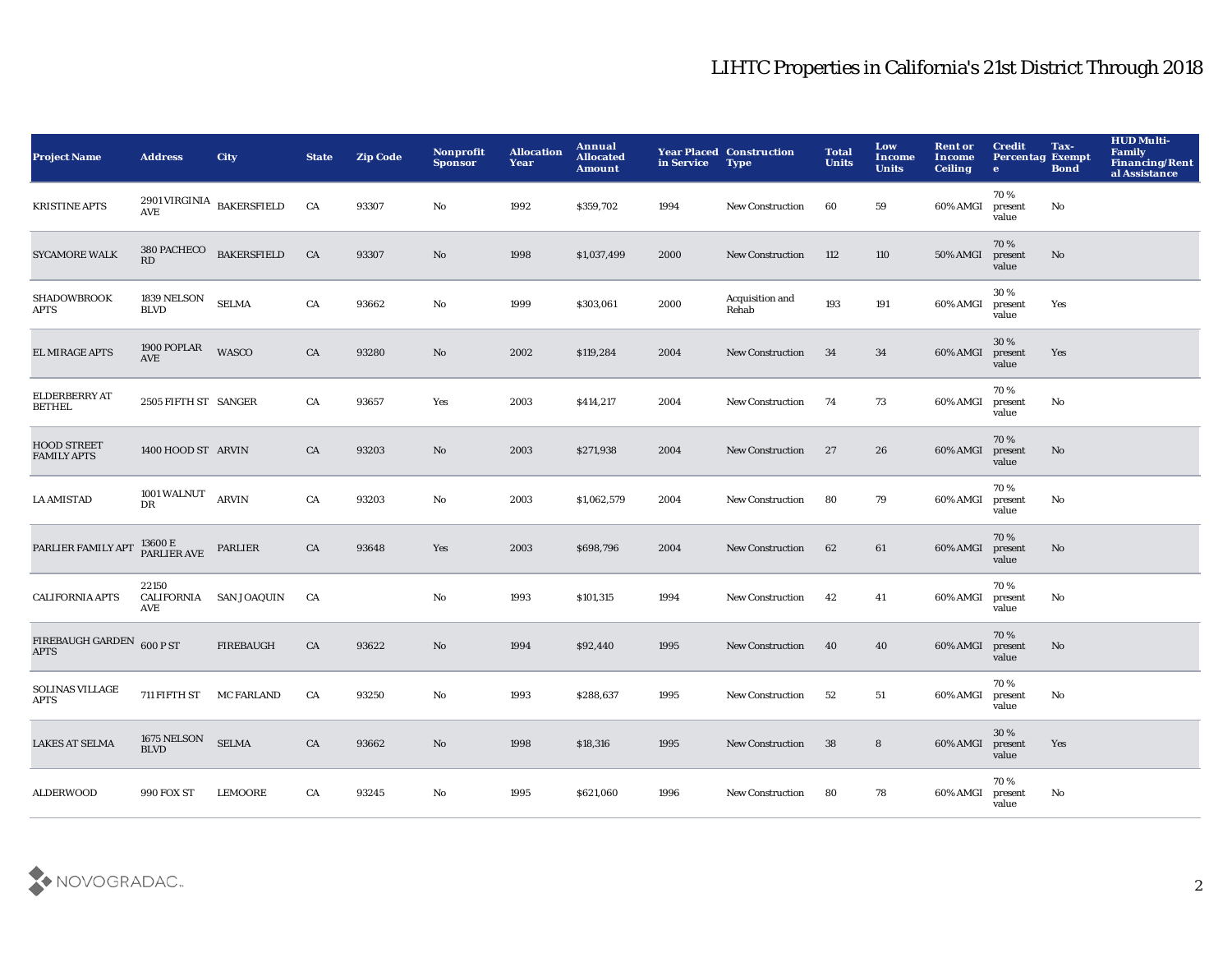# LIHTC Properties in California's 21st District Through 2018

| Project Name | Address | City | State | Zip Code | Nonprofit Sponsor | Allocation Year | Annual Allocated Amount | Year Placed in Service | Construction Type | Total Units | Low Income Units | Rent or Income Ceiling | Credit Percentage | Tax-Exempt Bond | HUD Multi-Family Financing/Rental Assistance |
|---|---|---|---|---|---|---|---|---|---|---|---|---|---|---|---|
| KRISTINE APTS | 2901 VIRGINIA AVE | BAKERSFIELD | CA | 93307 | No | 1992 | $359,702 | 1994 | New Construction | 60 | 59 | 60% AMGI | 70 % present value | No | |
| SYCAMORE WALK | 380 PACHECO RD | BAKERSFIELD | CA | 93307 | No | 1998 | $1,037,499 | 2000 | New Construction | 112 | 110 | 50% AMGI | 70 % present value | No | |
| SHADOWBROOK APTS | 1839 NELSON BLVD | SELMA | CA | 93662 | No | 1999 | $303,061 | 2000 | Acquisition and Rehab | 193 | 191 | 60% AMGI | 30 % present value | Yes | |
| EL MIRAGE APTS | 1900 POPLAR AVE | WASCO | CA | 93280 | No | 2002 | $119,284 | 2004 | New Construction | 34 | 34 | 60% AMGI | 30 % present value | Yes | |
| ELDERBERRY AT BETHEL | 2505 FIFTH ST | SANGER | CA | 93657 | Yes | 2003 | $414,217 | 2004 | New Construction | 74 | 73 | 60% AMGI | 70 % present value | No | |
| HOOD STREET FAMILY APTS | 1400 HOOD ST | ARVIN | CA | 93203 | No | 2003 | $271,938 | 2004 | New Construction | 27 | 26 | 60% AMGI | 70 % present value | No | |
| LA AMISTAD | 1001 WALNUT DR | ARVIN | CA | 93203 | No | 2003 | $1,062,579 | 2004 | New Construction | 80 | 79 | 60% AMGI | 70 % present value | No | |
| PARLIER FAMILY APT | 13600 E PARLIER AVE | PARLIER | CA | 93648 | Yes | 2003 | $698,796 | 2004 | New Construction | 62 | 61 | 60% AMGI | 70 % present value | No | |
| CALIFORNIA APTS | 22150 CALIFORNIA AVE | SAN JOAQUIN | CA | | No | 1993 | $101,315 | 1994 | New Construction | 42 | 41 | 60% AMGI | 70 % present value | No | |
| FIREBAUGH GARDEN APTS | 600 P ST | FIREBAUGH | CA | 93622 | No | 1994 | $92,440 | 1995 | New Construction | 40 | 40 | 60% AMGI | 70 % present value | No | |
| SOLINAS VILLAGE APTS | 711 FIFTH ST | MC FARLAND | CA | 93250 | No | 1993 | $288,637 | 1995 | New Construction | 52 | 51 | 60% AMGI | 70 % present value | No | |
| LAKES AT SELMA | 1675 NELSON BLVD | SELMA | CA | 93662 | No | 1998 | $18,316 | 1995 | New Construction | 38 | 8 | 60% AMGI | 30 % present value | Yes | |
| ALDERWOOD | 990 FOX ST | LEMOORE | CA | 93245 | No | 1995 | $621,060 | 1996 | New Construction | 80 | 78 | 60% AMGI | 70 % present value | No | |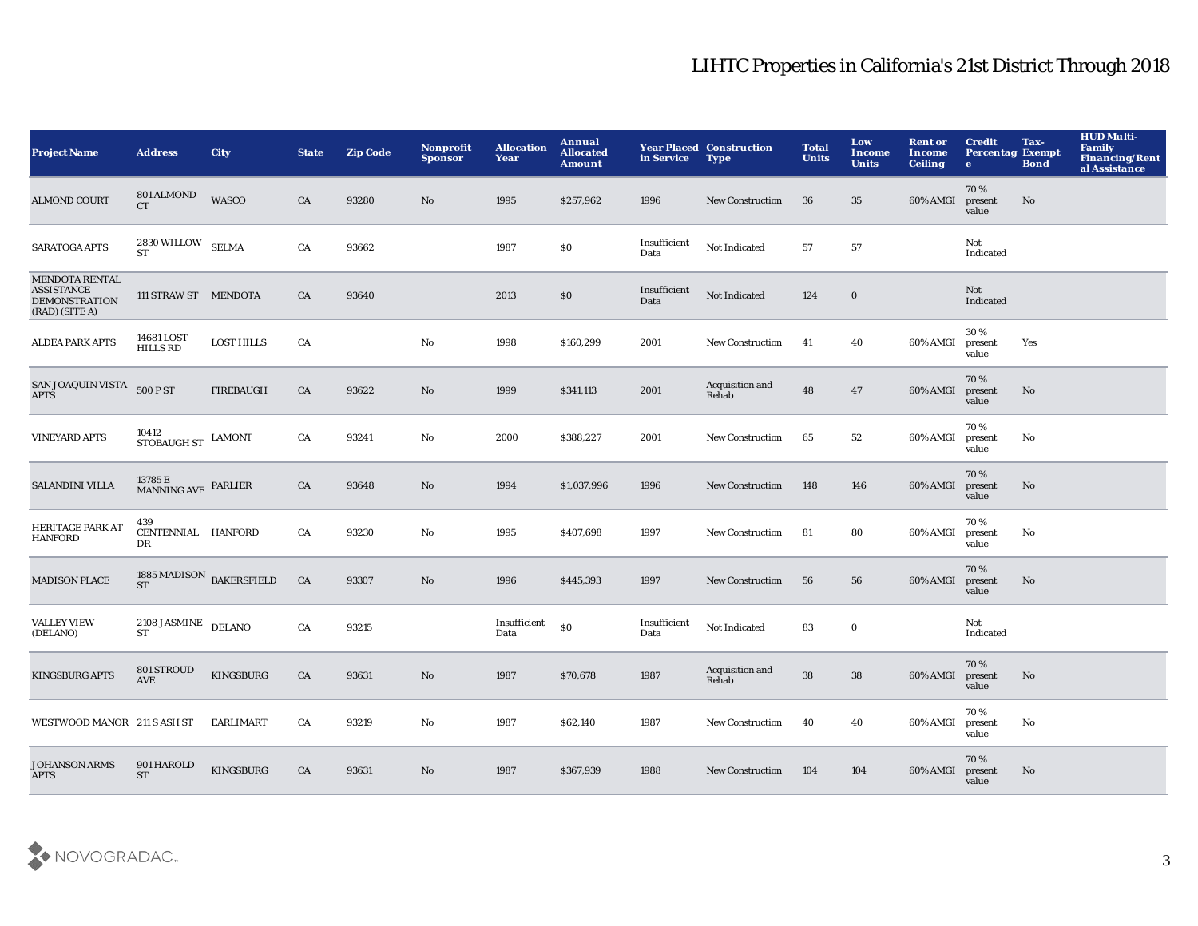# LIHTC Properties in California's 21st District Through 2018

| Project Name | Address | City | State | Zip Code | Nonprofit Sponsor | Allocation Year | Annual Allocated Amount | Year Placed in Service | Construction Type | Total Units | Low Income Units | Rent or Income Ceiling | Credit Percentage | Tax-Exempt Bond | HUD Multi-Family Financing/Rental Assistance |
|---|---|---|---|---|---|---|---|---|---|---|---|---|---|---|---|
| ALMOND COURT | 801 ALMOND CT | WASCO | CA | 93280 | No | 1995 | $257,962 | 1996 | New Construction | 36 | 35 | 60% AMGI | 70 % present value | No | |
| SARATOGA APTS | 2830 WILLOW ST | SELMA | CA | 93662 | | 1987 | $0 | Insufficient Data | Not Indicated | 57 | 57 | | Not Indicated | | |
| MENDOTA RENTAL ASSISTANCE DEMONSTRATION (RAD) (SITE A) | 111 STRAW ST | MENDOTA | CA | 93640 | | 2013 | $0 | Insufficient Data | Not Indicated | 124 | 0 | | Not Indicated | | |
| ALDEA PARK APTS | 14681 LOST HILLS RD | LOST HILLS | CA | | No | 1998 | $160,299 | 2001 | New Construction | 41 | 40 | 60% AMGI | 30 % present value | Yes | |
| SAN JOAQUIN VISTA APTS | 500 P ST | FIREBAUGH | CA | 93622 | No | 1999 | $341,113 | 2001 | Acquisition and Rehab | 48 | 47 | 60% AMGI | 70 % present value | No | |
| VINEYARD APTS | 10412 STOBAUGH ST | LAMONT | CA | 93241 | No | 2000 | $388,227 | 2001 | New Construction | 65 | 52 | 60% AMGI | 70 % present value | No | |
| SALANDINI VILLA | 13785 E MANNING AVE | PARLIER | CA | 93648 | No | 1994 | $1,037,996 | 1996 | New Construction | 148 | 146 | 60% AMGI | 70 % present value | No | |
| HERITAGE PARK AT HANFORD | 439 CENTENNIAL DR | HANFORD | CA | 93230 | No | 1995 | $407,698 | 1997 | New Construction | 81 | 80 | 60% AMGI | 70 % present value | No | |
| MADISON PLACE | 1885 MADISON ST | BAKERSFIELD | CA | 93307 | No | 1996 | $445,393 | 1997 | New Construction | 56 | 56 | 60% AMGI | 70 % present value | No | |
| VALLEY VIEW (DELANO) | 2108 JASMINE ST | DELANO | CA | 93215 | | Insufficient Data | $0 | Insufficient Data | Not Indicated | 83 | 0 | | Not Indicated | | |
| KINGSBURG APTS | 801 STROUD AVE | KINGSBURG | CA | 93631 | No | 1987 | $70,678 | 1987 | Acquisition and Rehab | 38 | 38 | 60% AMGI | 70 % present value | No | |
| WESTWOOD MANOR | 211 S ASH ST | EARLIMART | CA | 93219 | No | 1987 | $62,140 | 1987 | New Construction | 40 | 40 | 60% AMGI | 70 % present value | No | |
| JOHANSON ARMS APTS | 901 HAROLD ST | KINGSBURG | CA | 93631 | No | 1987 | $367,939 | 1988 | New Construction | 104 | 104 | 60% AMGI | 70 % present value | No | |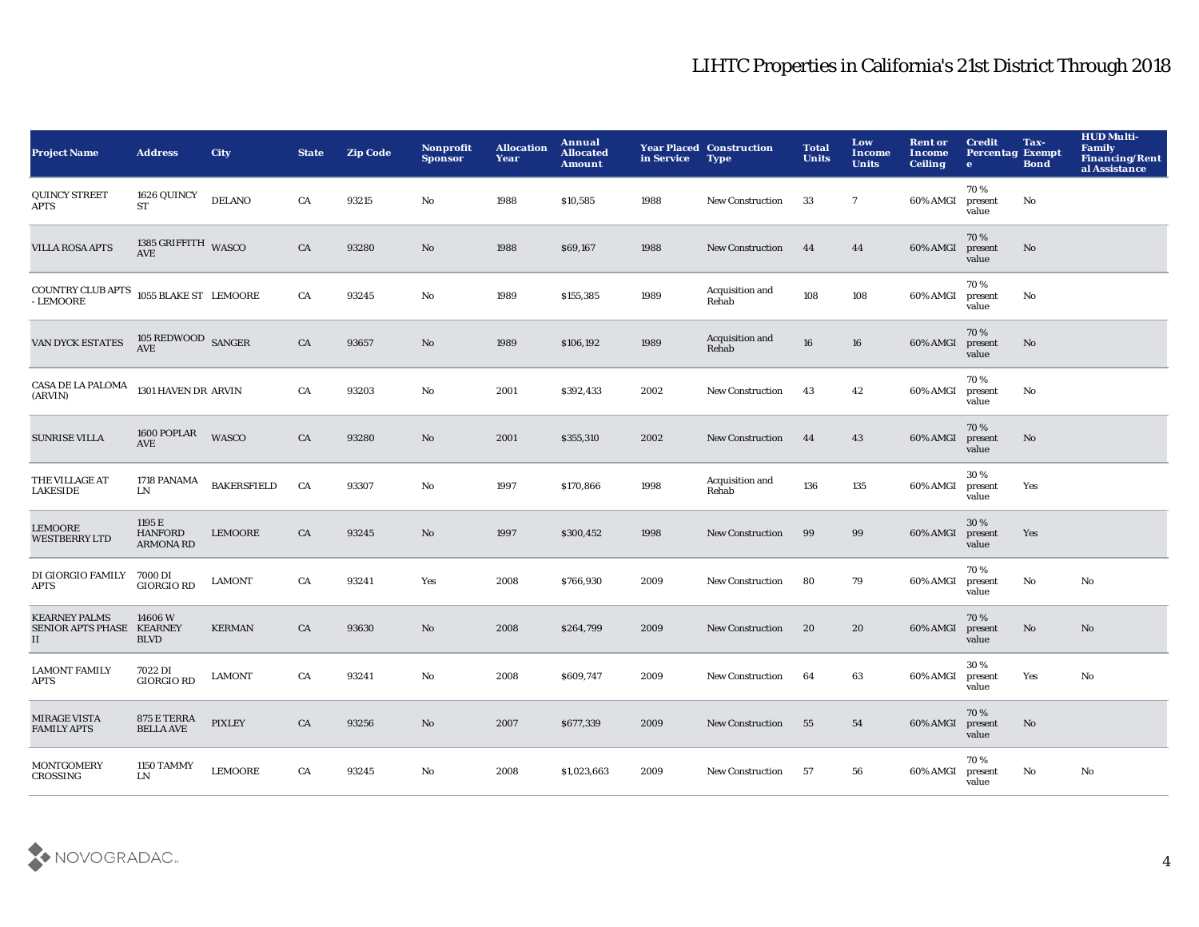# LIHTC Properties in California's 21st District Through 2018

| Project Name | Address | City | State | Zip Code | Nonprofit Sponsor | Allocation Year | Annual Allocated Amount | Year Placed in Service | Construction Type | Total Units | Low Income Units | Rent or Income Ceiling | Credit Percentage | Tax-Exempt Bond | HUD Multi-Family Financing/Rental Assistance |
|---|---|---|---|---|---|---|---|---|---|---|---|---|---|---|---|
| QUINCY STREET APTS | 1626 QUINCY ST | DELANO | CA | 93215 | No | 1988 | $10,585 | 1988 | New Construction | 33 | 7 | 60% AMGI | 70 % present value | No | |
| VILLA ROSA APTS | 1385 GRIFFITH AVE | WASCO | CA | 93280 | No | 1988 | $69,167 | 1988 | New Construction | 44 | 44 | 60% AMGI | 70 % present value | No | |
| COUNTRY CLUB APTS - LEMOORE | 1055 BLAKE ST | LEMOORE | CA | 93245 | No | 1989 | $155,385 | 1989 | Acquisition and Rehab | 108 | 108 | 60% AMGI | 70 % present value | No | |
| VAN DYCK ESTATES | 105 REDWOOD AVE | SANGER | CA | 93657 | No | 1989 | $106,192 | 1989 | Acquisition and Rehab | 16 | 16 | 60% AMGI | 70 % present value | No | |
| CASA DE LA PALOMA (ARVIN) | 1301 HAVEN DR | ARVIN | CA | 93203 | No | 2001 | $392,433 | 2002 | New Construction | 43 | 42 | 60% AMGI | 70 % present value | No | |
| SUNRISE VILLA | 1600 POPLAR AVE | WASCO | CA | 93280 | No | 2001 | $355,310 | 2002 | New Construction | 44 | 43 | 60% AMGI | 70 % present value | No | |
| THE VILLAGE AT LAKESIDE | 1718 PANAMA LN | BAKERSFIELD | CA | 93307 | No | 1997 | $170,866 | 1998 | Acquisition and Rehab | 136 | 135 | 60% AMGI | 30 % present value | Yes | |
| LEMOORE WESTBERRY LTD | 1195 E HANFORD ARMONA RD | LEMOORE | CA | 93245 | No | 1997 | $300,452 | 1998 | New Construction | 99 | 99 | 60% AMGI | 30 % present value | Yes | |
| DI GIORGIO FAMILY APTS | 7000 DI GIORGIO RD | LAMONT | CA | 93241 | Yes | 2008 | $766,930 | 2009 | New Construction | 80 | 79 | 60% AMGI | 70 % present value | No | No |
| KEARNEY PALMS SENIOR APTS PHASE II | 14606 W KEARNEY BLVD | KERMAN | CA | 93630 | No | 2008 | $264,799 | 2009 | New Construction | 20 | 20 | 60% AMGI | 70 % present value | No | No |
| LAMONT FAMILY APTS | 7022 DI GIORGIO RD | LAMONT | CA | 93241 | No | 2008 | $609,747 | 2009 | New Construction | 64 | 63 | 60% AMGI | 30 % present value | Yes | No |
| MIRAGE VISTA FAMILY APTS | 875 E TERRA BELLA AVE | PIXLEY | CA | 93256 | No | 2007 | $677,339 | 2009 | New Construction | 55 | 54 | 60% AMGI | 70 % present value | No | |
| MONTGOMERY CROSSING | 1150 TAMMY LN | LEMOORE | CA | 93245 | No | 2008 | $1,023,663 | 2009 | New Construction | 57 | 56 | 60% AMGI | 70 % present value | No | No |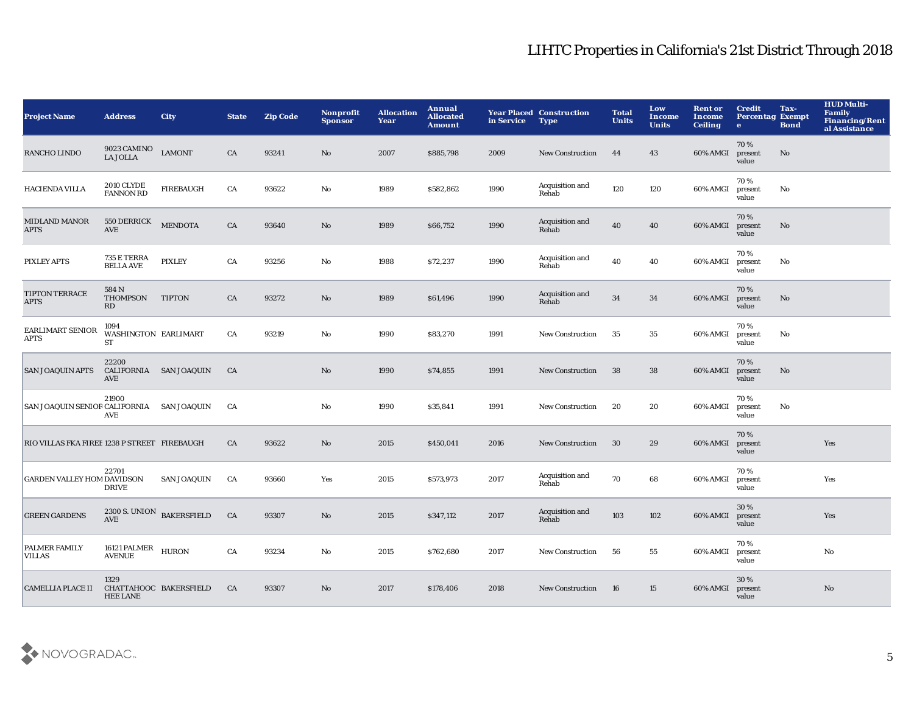# LIHTC Properties in California's 21st District Through 2018

| Project Name | Address | City | State | Zip Code | Nonprofit Sponsor | Allocation Year | Annual Allocated Amount | Year Placed in Service | Construction Type | Total Units | Low Income Units | Rent or Income Ceiling | Credit Percentage | Tax-Exempt Bond | HUD Multi-Family Financing/Rental Assistance |
|---|---|---|---|---|---|---|---|---|---|---|---|---|---|---|---|
| RANCHO LINDO | 9023 CAMINO LA JOLLA | LAMONT | CA | 93241 | No | 2007 | $885,798 | 2009 | New Construction | 44 | 43 | 60% AMGI | 70 % present value | No | |
| HACIENDA VILLA | 2010 CLYDE FANNON RD | FIREBAUGH | CA | 93622 | No | 1989 | $582,862 | 1990 | Acquisition and Rehab | 120 | 120 | 60% AMGI | 70 % present value | No | |
| MIDLAND MANOR APTS | 550 DERRICK AVE | MENDOTA | CA | 93640 | No | 1989 | $66,752 | 1990 | Acquisition and Rehab | 40 | 40 | 60% AMGI | 70 % present value | No | |
| PIXLEY APTS | 735 E TERRA BELLA AVE | PIXLEY | CA | 93256 | No | 1988 | $72,237 | 1990 | Acquisition and Rehab | 40 | 40 | 60% AMGI | 70 % present value | No | |
| TIPTON TERRACE APTS | 584 N THOMPSON RD | TIPTON | CA | 93272 | No | 1989 | $61,496 | 1990 | Acquisition and Rehab | 34 | 34 | 60% AMGI | 70 % present value | No | |
| EARLIMART SENIOR APTS | 1094 WASHINGTON ST | EARLIMART | CA | 93219 | No | 1990 | $83,270 | 1991 | New Construction | 35 | 35 | 60% AMGI | 70 % present value | No | |
| SAN JOAQUIN APTS | 22200 CALIFORNIA AVE | SAN JOAQUIN | CA | | No | 1990 | $74,855 | 1991 | New Construction | 38 | 38 | 60% AMGI | 70 % present value | No | |
| SAN JOAQUIN SENIOR | 21900 CALIFORNIA AVE | SAN JOAQUIN | CA | | No | 1990 | $35,841 | 1991 | New Construction | 20 | 20 | 60% AMGI | 70 % present value | No | |
| RIO VILLAS FKA FIREE | 1238 P STREET | FIREBAUGH | CA | 93622 | No | 2015 | $450,041 | 2016 | New Construction | 30 | 29 | 60% AMGI | 70 % present value | | Yes |
| GARDEN VALLEY HOM | 22701 DAVIDSON DRIVE | SAN JOAQUIN | CA | 93660 | Yes | 2015 | $573,973 | 2017 | Acquisition and Rehab | 70 | 68 | 60% AMGI | 70 % present value | | Yes |
| GREEN GARDENS | 2300 S. UNION AVE | BAKERSFIELD | CA | 93307 | No | 2015 | $347,112 | 2017 | Acquisition and Rehab | 103 | 102 | 60% AMGI | 30 % present value | | Yes |
| PALMER FAMILY VILLAS | 16121 PALMER AVENUE | HURON | CA | 93234 | No | 2015 | $762,680 | 2017 | New Construction | 56 | 55 | 60% AMGI | 70 % present value | | No |
| CAMELLIA PLACE II | 1329 CHATTAHOOCHEE LANE | BAKERSFIELD | CA | 93307 | No | 2017 | $178,406 | 2018 | New Construction | 16 | 15 | 60% AMGI | 30 % present value | | No |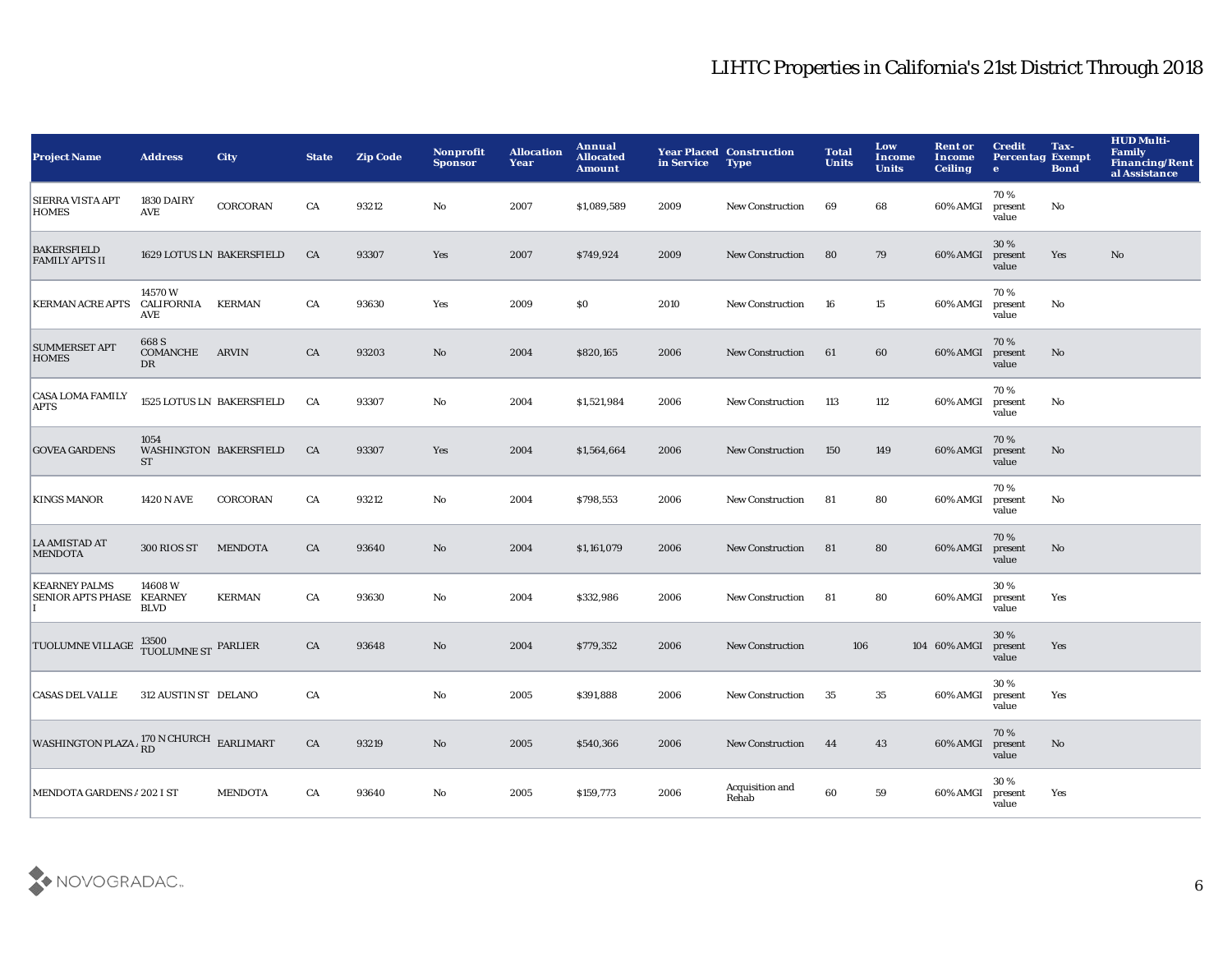# LIHTC Properties in California's 21st District Through 2018

| Project Name | Address | City | State | Zip Code | Nonprofit Sponsor | Allocation Year | Annual Allocated Amount | Year Placed in Service | Construction Type | Total Units | Low Income Units | Rent or Income Ceiling | Credit Percentage | Tax-Exempt Bond | HUD Multi-Family Financing/Rental Assistance |
|---|---|---|---|---|---|---|---|---|---|---|---|---|---|---|---|
| SIERRA VISTA APT HOMES | 1830 DAIRY AVE | CORCORAN | CA | 93212 | No | 2007 | $1,089,589 | 2009 | New Construction | 69 | 68 | 60% AMGI | 70 % present value | No | |
| BAKERSFIELD FAMILY APTS II | 1629 LOTUS LN | BAKERSFIELD | CA | 93307 | Yes | 2007 | $749,924 | 2009 | New Construction | 80 | 79 | 60% AMGI | 30 % present value | Yes | No |
| KERMAN ACRE APTS | 14570 W CALIFORNIA AVE | KERMAN | CA | 93630 | Yes | 2009 | $0 | 2010 | New Construction | 16 | 15 | 60% AMGI | 70 % present value | No | |
| SUMMERSET APT HOMES | 668 S COMANCHE DR | ARVIN | CA | 93203 | No | 2004 | $820,165 | 2006 | New Construction | 61 | 60 | 60% AMGI | 70 % present value | No | |
| CASA LOMA FAMILY APTS | 1525 LOTUS LN | BAKERSFIELD | CA | 93307 | No | 2004 | $1,521,984 | 2006 | New Construction | 113 | 112 | 60% AMGI | 70 % present value | No | |
| GOVEA GARDENS | 1054 WASHINGTON ST | BAKERSFIELD | CA | 93307 | Yes | 2004 | $1,564,664 | 2006 | New Construction | 150 | 149 | 60% AMGI | 70 % present value | No | |
| KINGS MANOR | 1420 N AVE | CORCORAN | CA | 93212 | No | 2004 | $798,553 | 2006 | New Construction | 81 | 80 | 60% AMGI | 70 % present value | No | |
| LA AMISTAD AT MENDOTA | 300 RIOS ST | MENDOTA | CA | 93640 | No | 2004 | $1,161,079 | 2006 | New Construction | 81 | 80 | 60% AMGI | 70 % present value | No | |
| KEARNEY PALMS SENIOR APTS PHASE I | 14608 W KEARNEY BLVD | KERMAN | CA | 93630 | No | 2004 | $332,986 | 2006 | New Construction | 81 | 80 | 60% AMGI | 30 % present value | Yes | |
| TUOLUMNE VILLAGE | 13500 TUOLUMNE ST | PARLIER | CA | 93648 | No | 2004 | $779,352 | 2006 | New Construction | 106 | 104 | 60% AMGI | 30 % present value | Yes | |
| CASAS DEL VALLE | 312 AUSTIN ST | DELANO | CA | | No | 2005 | $391,888 | 2006 | New Construction | 35 | 35 | 60% AMGI | 30 % present value | Yes | |
| WASHINGTON PLAZA / | 170 N CHURCH RD | EARLIMART | CA | 93219 | No | 2005 | $540,366 | 2006 | New Construction | 44 | 43 | 60% AMGI | 70 % present value | No | |
| MENDOTA GARDENS / | 202 I ST | MENDOTA | CA | 93640 | No | 2005 | $159,773 | 2006 | Acquisition and Rehab | 60 | 59 | 60% AMGI | 30 % present value | Yes | |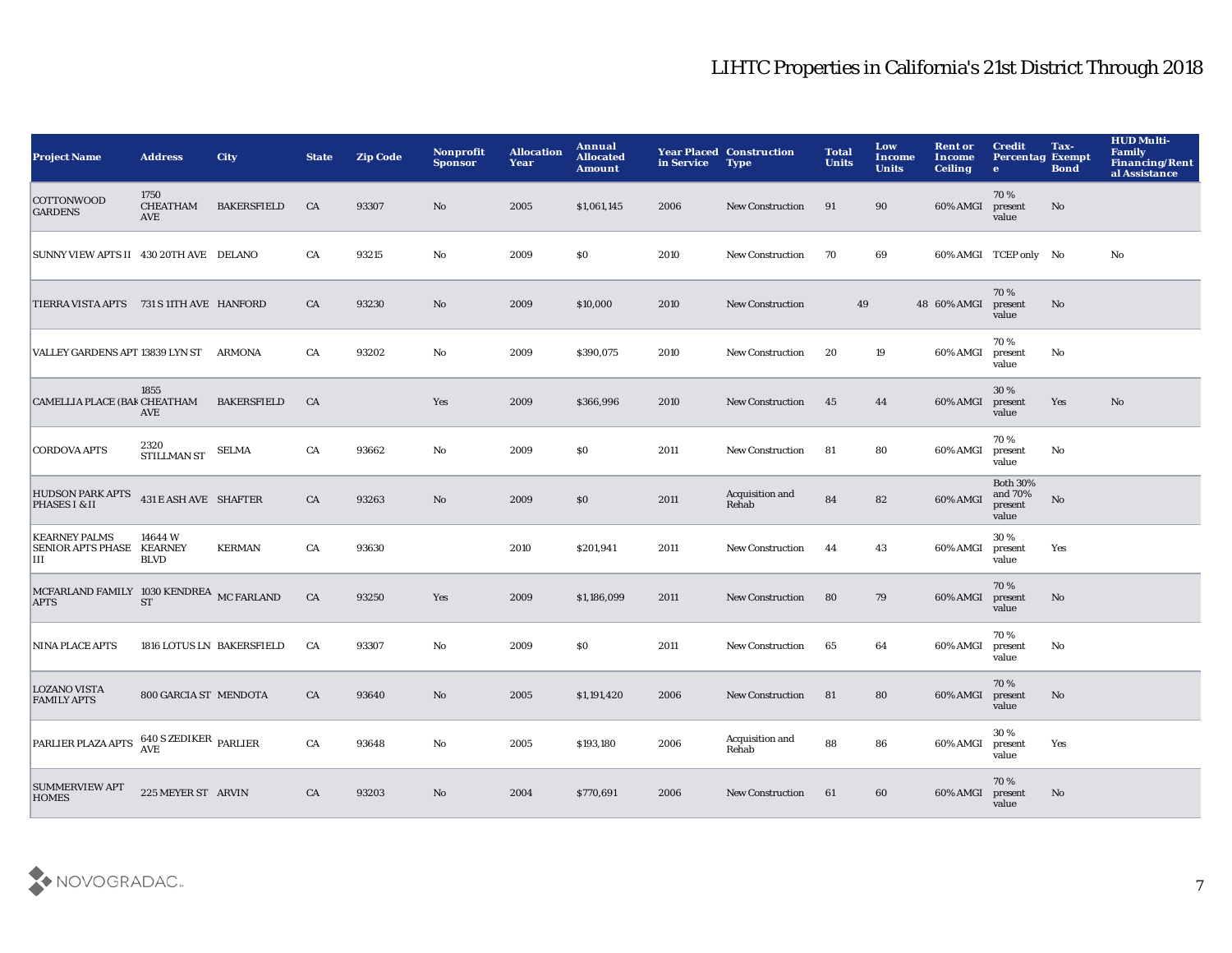# LIHTC Properties in California's 21st District Through 2018

| Project Name | Address | City | State | Zip Code | Nonprofit Sponsor | Allocation Year | Annual Allocated Amount | Year Placed in Service | Construction Type | Total Units | Low Income Units | Rent or Income Ceiling | Credit Percentage | Tax-Exempt Bond | HUD Multi-Family Financing/Rental Assistance |
|---|---|---|---|---|---|---|---|---|---|---|---|---|---|---|---|
| COTTONWOOD GARDENS | 1750 CHEATHAM AVE | BAKERSFIELD | CA | 93307 | No | 2005 | $1,061,145 | 2006 | New Construction | 91 | 90 | 60% AMGI | 70 % present value | No | |
| SUNNY VIEW APTS II | 430 20TH AVE | DELANO | CA | 93215 | No | 2009 | $0 | 2010 | New Construction | 70 | 69 | 60% AMGI | TCEP only | No | No |
| TIERRA VISTA APTS | 731 S 11TH AVE | HANFORD | CA | 93230 | No | 2009 | $10,000 | 2010 | New Construction | 49 | 48 | 60% AMGI | 70 % present value | No | |
| VALLEY GARDENS APT | 13839 LYN ST | ARMONA | CA | 93202 | No | 2009 | $390,075 | 2010 | New Construction | 20 | 19 | 60% AMGI | 70 % present value | No | |
| CAMELLIA PLACE (BAK | 1855 CHEATHAM AVE | BAKERSFIELD | CA | | Yes | 2009 | $366,996 | 2010 | New Construction | 45 | 44 | 60% AMGI | 30 % present value | Yes | No |
| CORDOVA APTS | 2320 STILLMAN ST | SELMA | CA | 93662 | No | 2009 | $0 | 2011 | New Construction | 81 | 80 | 60% AMGI | 70 % present value | No | |
| HUDSON PARK APTS PHASES I & II | 431 E ASH AVE | SHAFTER | CA | 93263 | No | 2009 | $0 | 2011 | Acquisition and Rehab | 84 | 82 | 60% AMGI | Both 30% and 70% present value | No | |
| KEARNEY PALMS SENIOR APTS PHASE III | 14644 W KEARNEY BLVD | KERMAN | CA | 93630 | | 2010 | $201,941 | 2011 | New Construction | 44 | 43 | 60% AMGI | 30 % present value | Yes | |
| MCFARLAND FAMILY APTS | 1030 KENDREA ST | MC FARLAND | CA | 93250 | Yes | 2009 | $1,186,099 | 2011 | New Construction | 80 | 79 | 60% AMGI | 70 % present value | No | |
| NINA PLACE APTS | 1816 LOTUS LN | BAKERSFIELD | CA | 93307 | No | 2009 | $0 | 2011 | New Construction | 65 | 64 | 60% AMGI | 70 % present value | No | |
| LOZANO VISTA FAMILY APTS | 800 GARCIA ST | MENDOTA | CA | 93640 | No | 2005 | $1,191,420 | 2006 | New Construction | 81 | 80 | 60% AMGI | 70 % present value | No | |
| PARLIER PLAZA APTS | 640 S ZEDIKER AVE | PARLIER | CA | 93648 | No | 2005 | $193,180 | 2006 | Acquisition and Rehab | 88 | 86 | 60% AMGI | 30 % present value | Yes | |
| SUMMERVIEW APT HOMES | 225 MEYER ST | ARVIN | CA | 93203 | No | 2004 | $770,691 | 2006 | New Construction | 61 | 60 | 60% AMGI | 70 % present value | No | |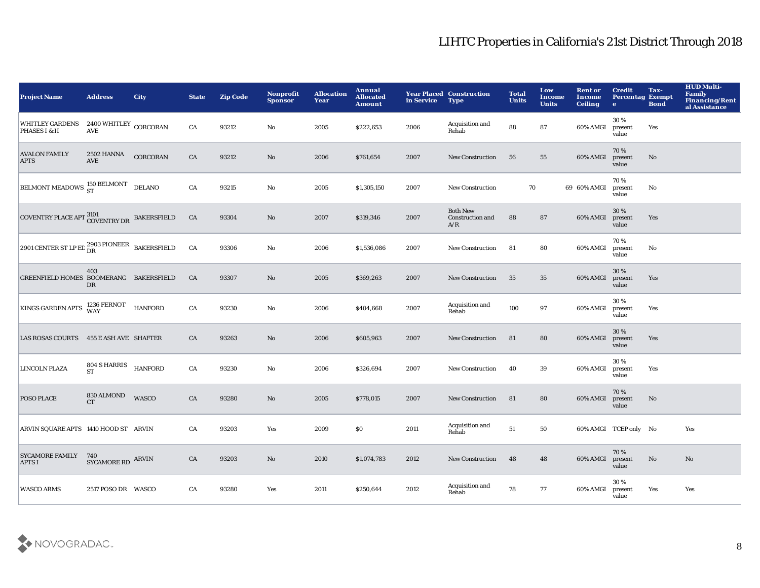# LIHTC Properties in California's 21st District Through 2018

| Project Name | Address | City | State | Zip Code | Nonprofit Sponsor | Allocation Year | Annual Allocated Amount | Year Placed in Service | Construction Type | Total Units | Low Income Units | Rent or Income Ceiling | Credit Percentage | Tax-Exempt Bond | HUD Multi-Family Financing/Rental Assistance |
|---|---|---|---|---|---|---|---|---|---|---|---|---|---|---|---|
| WHITLEY GARDENS PHASES I & II | 2400 WHITLEY AVE | CORCORAN | CA | 93212 | No | 2005 | $222,653 | 2006 | Acquisition and Rehab | 88 | 87 | 60% AMGI | 30 % present value | Yes | |
| AVALON FAMILY APTS | 2502 HANNA AVE | CORCORAN | CA | 93212 | No | 2006 | $761,654 | 2007 | New Construction | 56 | 55 | 60% AMGI | 70 % present value | No | |
| BELMONT MEADOWS | 150 BELMONT ST | DELANO | CA | 93215 | No | 2005 | $1,305,150 | 2007 | New Construction | 70 | 69 | 60% AMGI | 70 % present value | No | |
| COVENTRY PLACE APT | 3101 COVENTRY DR | BAKERSFIELD | CA | 93304 | No | 2007 | $319,346 | 2007 | Both New Construction and A/R | 88 | 87 | 60% AMGI | 30 % present value | Yes | |
| 2901 CENTER ST LP ED | 2903 PIONEER DR | BAKERSFIELD | CA | 93306 | No | 2006 | $1,536,086 | 2007 | New Construction | 81 | 80 | 60% AMGI | 70 % present value | No | |
| GREENFIELD HOMES | 403 BOOMERANG DR | BAKERSFIELD | CA | 93307 | No | 2005 | $369,263 | 2007 | New Construction | 35 | 35 | 60% AMGI | 30 % present value | Yes | |
| KINGS GARDEN APTS | 1236 FERNOT WAY | HANFORD | CA | 93230 | No | 2006 | $404,668 | 2007 | Acquisition and Rehab | 100 | 97 | 60% AMGI | 30 % present value | Yes | |
| LAS ROSAS COURTS | 455 E ASH AVE | SHAFTER | CA | 93263 | No | 2006 | $605,963 | 2007 | New Construction | 81 | 80 | 60% AMGI | 30 % present value | Yes | |
| LINCOLN PLAZA | 804 S HARRIS ST | HANFORD | CA | 93230 | No | 2006 | $326,694 | 2007 | New Construction | 40 | 39 | 60% AMGI | 30 % present value | Yes | |
| POSO PLACE | 830 ALMOND CT | WASCO | CA | 93280 | No | 2005 | $778,015 | 2007 | New Construction | 81 | 80 | 60% AMGI | 70 % present value | No | |
| ARVIN SQUARE APTS | 1410 HOOD ST | ARVIN | CA | 93203 | Yes | 2009 | $0 | 2011 | Acquisition and Rehab | 51 | 50 | 60% AMGI | TCEP only | No | Yes |
| SYCAMORE FAMILY APTS I | 740 SYCAMORE RD | ARVIN | CA | 93203 | No | 2010 | $1,074,783 | 2012 | New Construction | 48 | 48 | 60% AMGI | 70 % present value | No | No |
| WASCO ARMS | 2517 POSO DR | WASCO | CA | 93280 | Yes | 2011 | $250,644 | 2012 | Acquisition and Rehab | 78 | 77 | 60% AMGI | 30 % present value | Yes | Yes |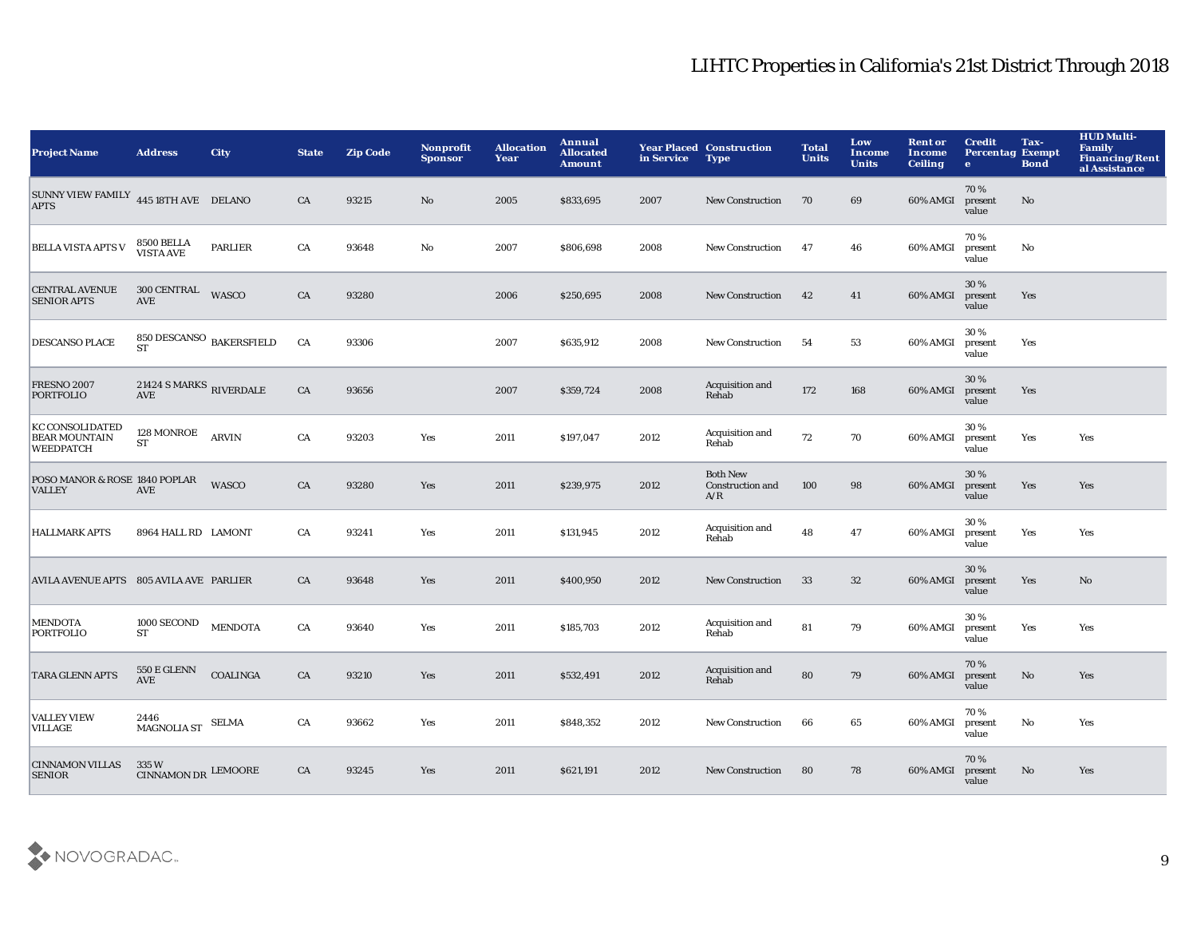# LIHTC Properties in California's 21st District Through 2018

| Project Name | Address | City | State | Zip Code | Nonprofit Sponsor | Allocation Year | Annual Allocated Amount | Year Placed in Service | Construction Type | Total Units | Low Income Units | Rent or Income Ceiling | Credit Percentage | Tax-Exempt Bond | HUD Multi-Family Financing/Rental Assistance |
|---|---|---|---|---|---|---|---|---|---|---|---|---|---|---|---|
| SUNNY VIEW FAMILY APTS | 445 18TH AVE | DELANO | CA | 93215 | No | 2005 | $833,695 | 2007 | New Construction | 70 | 69 | 60% AMGI | 70 % present value | No | |
| BELLA VISTA APTS V | 8500 BELLA VISTA AVE | PARLIER | CA | 93648 | No | 2007 | $806,698 | 2008 | New Construction | 47 | 46 | 60% AMGI | 70 % present value | No | |
| CENTRAL AVENUE SENIOR APTS | 300 CENTRAL AVE | WASCO | CA | 93280 | | 2006 | $250,695 | 2008 | New Construction | 42 | 41 | 60% AMGI | 30 % present value | Yes | |
| DESCANSO PLACE | 850 DESCANSO ST | BAKERSFIELD | CA | 93306 | | 2007 | $635,912 | 2008 | New Construction | 54 | 53 | 60% AMGI | 30 % present value | Yes | |
| FRESNO 2007 PORTFOLIO | 21424 S MARKS AVE | RIVERDALE | CA | 93656 | | 2007 | $359,724 | 2008 | Acquisition and Rehab | 172 | 168 | 60% AMGI | 30 % present value | Yes | |
| KC CONSOLIDATED BEAR MOUNTAIN WEEDPATCH | 128 MONROE ST | ARVIN | CA | 93203 | Yes | 2011 | $197,047 | 2012 | Acquisition and Rehab | 72 | 70 | 60% AMGI | 30 % present value | Yes | Yes |
| POSO MANOR & ROSE VALLEY | 1840 POPLAR AVE | WASCO | CA | 93280 | Yes | 2011 | $239,975 | 2012 | Both New Construction and A/R | 100 | 98 | 60% AMGI | 30 % present value | Yes | Yes |
| HALLMARK APTS | 8964 HALL RD | LAMONT | CA | 93241 | Yes | 2011 | $131,945 | 2012 | Acquisition and Rehab | 48 | 47 | 60% AMGI | 30 % present value | Yes | Yes |
| AVILA AVENUE APTS | 805 AVILA AVE | PARLIER | CA | 93648 | Yes | 2011 | $400,950 | 2012 | New Construction | 33 | 32 | 60% AMGI | 30 % present value | Yes | No |
| MENDOTA PORTFOLIO | 1000 SECOND ST | MENDOTA | CA | 93640 | Yes | 2011 | $185,703 | 2012 | Acquisition and Rehab | 81 | 79 | 60% AMGI | 30 % present value | Yes | Yes |
| TARA GLENN APTS | 550 E GLENN AVE | COALINGA | CA | 93210 | Yes | 2011 | $532,491 | 2012 | Acquisition and Rehab | 80 | 79 | 60% AMGI | 70 % present value | No | Yes |
| VALLEY VIEW VILLAGE | 2446 MAGNOLIA ST | SELMA | CA | 93662 | Yes | 2011 | $848,352 | 2012 | New Construction | 66 | 65 | 60% AMGI | 70 % present value | No | Yes |
| CINNAMON VILLAS SENIOR | 335 W CINNAMON DR | LEMOORE | CA | 93245 | Yes | 2011 | $621,191 | 2012 | New Construction | 80 | 78 | 60% AMGI | 70 % present value | No | Yes |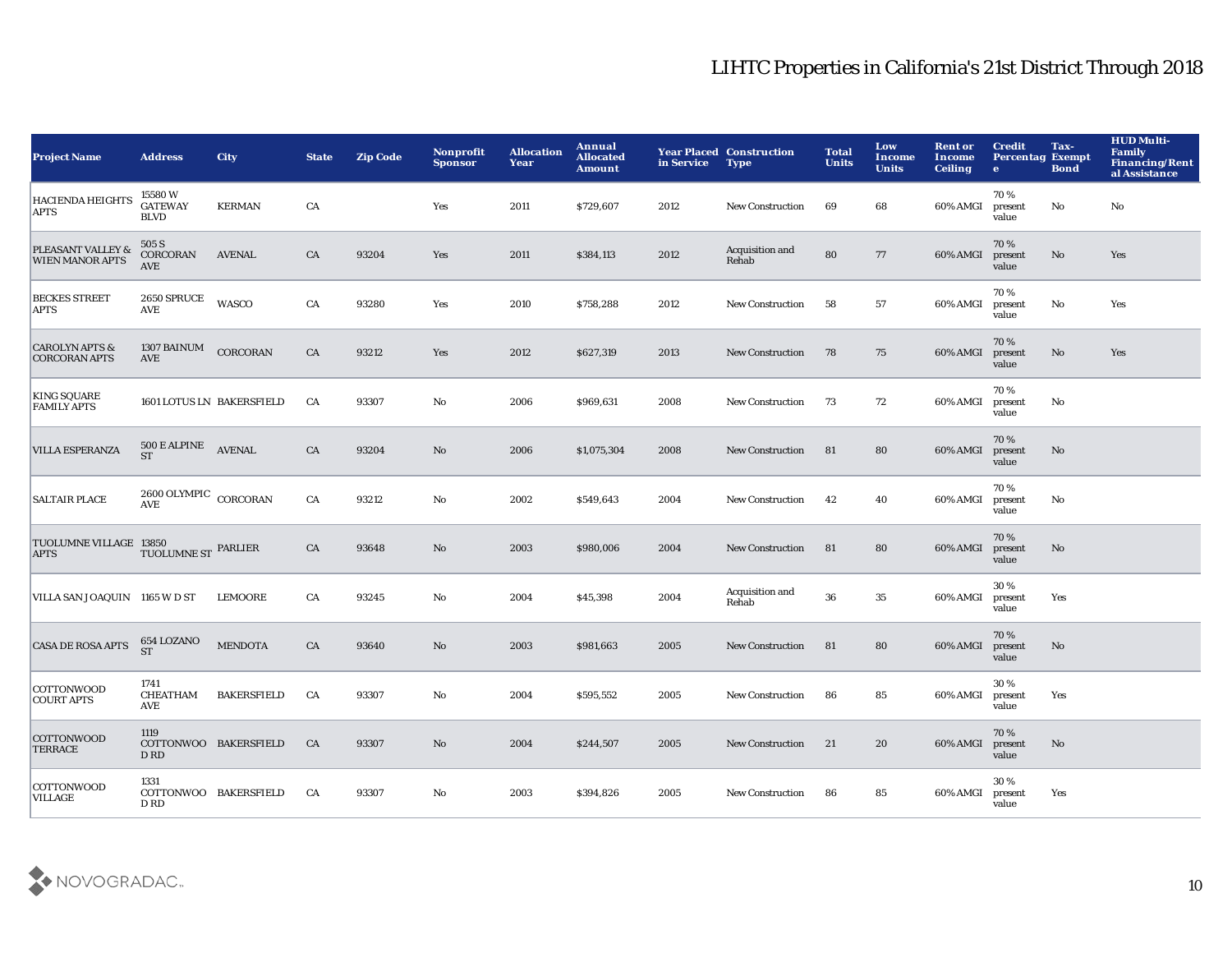# LIHTC Properties in California's 21st District Through 2018

| Project Name | Address | City | State | Zip Code | Nonprofit Sponsor | Allocation Year | Annual Allocated Amount | Year Placed in Service | Construction Type | Total Units | Low Income Units | Rent or Income Ceiling | Credit Percentage | Tax-Exempt Bond | HUD Multi-Family Financing/Rental Assistance |
|---|---|---|---|---|---|---|---|---|---|---|---|---|---|---|---|
| HACIENDA HEIGHTS APTS | 15580 W GATEWAY BLVD | KERMAN | CA | | Yes | 2011 | $729,607 | 2012 | New Construction | 69 | 68 | 60% AMGI | 70 % present value | No | No |
| PLEASANT VALLEY & WIEN MANOR APTS | 505 S CORCORAN AVE | AVENAL | CA | 93204 | Yes | 2011 | $384,113 | 2012 | Acquisition and Rehab | 80 | 77 | 60% AMGI | 70 % present value | No | Yes |
| BECKES STREET APTS | 2650 SPRUCE AVE | WASCO | CA | 93280 | Yes | 2010 | $758,288 | 2012 | New Construction | 58 | 57 | 60% AMGI | 70 % present value | No | Yes |
| CAROLYN APTS & CORCORAN APTS | 1307 BAINUM AVE | CORCORAN | CA | 93212 | Yes | 2012 | $627,319 | 2013 | New Construction | 78 | 75 | 60% AMGI | 70 % present value | No | Yes |
| KING SQUARE FAMILY APTS | 1601 LOTUS LN | BAKERSFIELD | CA | 93307 | No | 2006 | $969,631 | 2008 | New Construction | 73 | 72 | 60% AMGI | 70 % present value | No | |
| VILLA ESPERANZA | 500 E ALPINE ST | AVENAL | CA | 93204 | No | 2006 | $1,075,304 | 2008 | New Construction | 81 | 80 | 60% AMGI | 70 % present value | No | |
| SALTAIR PLACE | 2600 OLYMPIC AVE | CORCORAN | CA | 93212 | No | 2002 | $549,643 | 2004 | New Construction | 42 | 40 | 60% AMGI | 70 % present value | No | |
| TUOLUMNE VILLAGE APTS | 13850 TUOLUMNE ST | PARLIER | CA | 93648 | No | 2003 | $980,006 | 2004 | New Construction | 81 | 80 | 60% AMGI | 70 % present value | No | |
| VILLA SAN JOAQUIN | 1165 W D ST | LEMOORE | CA | 93245 | No | 2004 | $45,398 | 2004 | Acquisition and Rehab | 36 | 35 | 60% AMGI | 30 % present value | Yes | |
| CASA DE ROSA APTS | 654 LOZANO ST | MENDOTA | CA | 93640 | No | 2003 | $981,663 | 2005 | New Construction | 81 | 80 | 60% AMGI | 70 % present value | No | |
| COTTONWOOD COURT APTS | 1741 CHEATHAM AVE | BAKERSFIELD | CA | 93307 | No | 2004 | $595,552 | 2005 | New Construction | 86 | 85 | 60% AMGI | 30 % present value | Yes | |
| COTTONWOOD TERRACE | 1119 COTTONWOOD RD | BAKERSFIELD | CA | 93307 | No | 2004 | $244,507 | 2005 | New Construction | 21 | 20 | 60% AMGI | 70 % present value | No | |
| COTTONWOOD VILLAGE | 1331 COTTONWOOD RD | BAKERSFIELD | CA | 93307 | No | 2003 | $394,826 | 2005 | New Construction | 86 | 85 | 60% AMGI | 30 % present value | Yes | |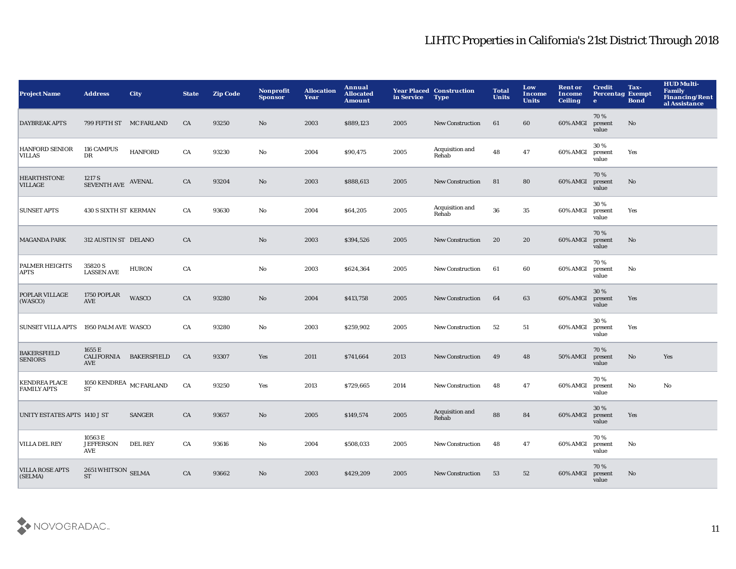# LIHTC Properties in California's 21st District Through 2018

| Project Name | Address | City | State | Zip Code | Nonprofit Sponsor | Allocation Year | Annual Allocated Amount | Year Placed in Service | Construction Type | Total Units | Low Income Units | Rent or Income Ceiling | Credit Percentage | Tax-Exempt Bond | HUD Multi-Family Financing/Rental Assistance |
|---|---|---|---|---|---|---|---|---|---|---|---|---|---|---|---|
| DAYBREAK APTS | 799 FIFTH ST | MC FARLAND | CA | 93250 | No | 2003 | $889,123 | 2005 | New Construction | 61 | 60 | 60% AMGI | 70 % present value | No | |
| HANFORD SENIOR VILLAS | 116 CAMPUS DR | HANFORD | CA | 93230 | No | 2004 | $90,475 | 2005 | Acquisition and Rehab | 48 | 47 | 60% AMGI | 30 % present value | Yes | |
| HEARTHSTONE VILLAGE | 1217 S SEVENTH AVE | AVENAL | CA | 93204 | No | 2003 | $888,613 | 2005 | New Construction | 81 | 80 | 60% AMGI | 70 % present value | No | |
| SUNSET APTS | 430 S SIXTH ST | KERMAN | CA | 93630 | No | 2004 | $64,205 | 2005 | Acquisition and Rehab | 36 | 35 | 60% AMGI | 30 % present value | Yes | |
| MAGANDA PARK | 312 AUSTIN ST | DELANO | CA | | No | 2003 | $394,526 | 2005 | New Construction | 20 | 20 | 60% AMGI | 70 % present value | No | |
| PALMER HEIGHTS APTS | 35820 S LASSEN AVE | HURON | CA | | No | 2003 | $624,364 | 2005 | New Construction | 61 | 60 | 60% AMGI | 70 % present value | No | |
| POPLAR VILLAGE (WASCO) | 1750 POPLAR AVE | WASCO | CA | 93280 | No | 2004 | $413,758 | 2005 | New Construction | 64 | 63 | 60% AMGI | 30 % present value | Yes | |
| SUNSET VILLA APTS | 1950 PALM AVE | WASCO | CA | 93280 | No | 2003 | $259,902 | 2005 | New Construction | 52 | 51 | 60% AMGI | 30 % present value | Yes | |
| BAKERSFIELD SENIORS | 1655 E CALIFORNIA AVE | BAKERSFIELD | CA | 93307 | Yes | 2011 | $741,664 | 2013 | New Construction | 49 | 48 | 50% AMGI | 70 % present value | No | Yes |
| KENDREA PLACE FAMILY APTS | 1050 KENDREA ST | MC FARLAND | CA | 93250 | Yes | 2013 | $729,665 | 2014 | New Construction | 48 | 47 | 60% AMGI | 70 % present value | No | No |
| UNITY ESTATES APTS | 1410 J ST | SANGER | CA | 93657 | No | 2005 | $149,574 | 2005 | Acquisition and Rehab | 88 | 84 | 60% AMGI | 30 % present value | Yes | |
| VILLA DEL REY | 10563 E JEFFERSON AVE | DEL REY | CA | 93616 | No | 2004 | $508,033 | 2005 | New Construction | 48 | 47 | 60% AMGI | 70 % present value | No | |
| VILLA ROSE APTS (SELMA) | 2651 WHITSON ST | SELMA | CA | 93662 | No | 2003 | $429,209 | 2005 | New Construction | 53 | 52 | 60% AMGI | 70 % present value | No | |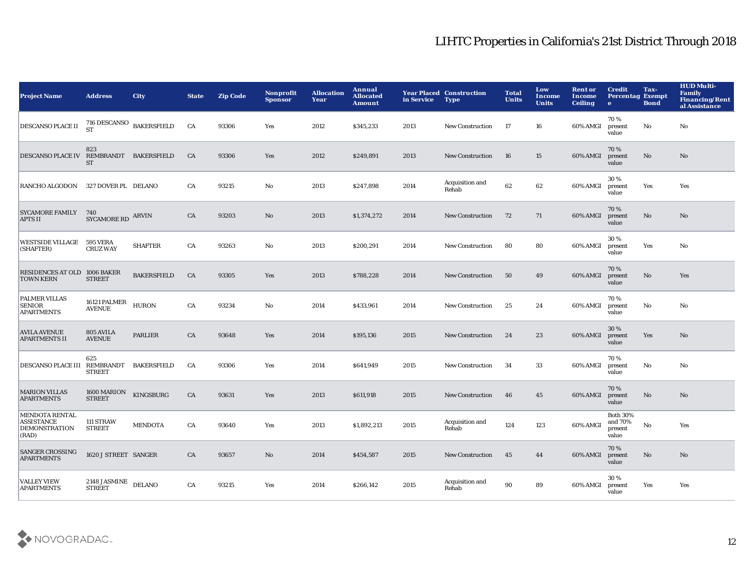# LIHTC Properties in California's 21st District Through 2018

| Project Name | Address | City | State | Zip Code | Nonprofit Sponsor | Allocation Year | Annual Allocated Amount | Year Placed in Service | Construction Type | Total Units | Low Income Units | Rent or Income Ceiling | Credit Percentage | Tax-Exempt Bond | HUD Multi-Family Financing/Rental Assistance |
|---|---|---|---|---|---|---|---|---|---|---|---|---|---|---|---|
| DESCANSO PLACE II | 716 DESCANSO ST | BAKERSFIELD | CA | 93306 | Yes | 2012 | $345,233 | 2013 | New Construction | 17 | 16 | 60% AMGI | 70 % present value | No | No |
| DESCANSO PLACE IV | 823 REMBRANDT ST | BAKERSFIELD | CA | 93306 | Yes | 2012 | $249,891 | 2013 | New Construction | 16 | 15 | 60% AMGI | 70 % present value | No | No |
| RANCHO ALGODON | 327 DOVER PL | DELANO | CA | 93215 | No | 2013 | $247,898 | 2014 | Acquisition and Rehab | 62 | 62 | 60% AMGI | 30 % present value | Yes | Yes |
| SYCAMORE FAMILY APTS II | 740 SYCAMORE RD | ARVIN | CA | 93203 | No | 2013 | $1,374,272 | 2014 | New Construction | 72 | 71 | 60% AMGI | 70 % present value | No | No |
| WESTSIDE VILLAGE (SHAFTER) | 595 VERA CRUZ WAY | SHAFTER | CA | 93263 | No | 2013 | $200,291 | 2014 | New Construction | 80 | 80 | 60% AMGI | 30 % present value | Yes | No |
| RESIDENCES AT OLD TOWN KERN | 1006 BAKER STREET | BAKERSFIELD | CA | 93305 | Yes | 2013 | $788,228 | 2014 | New Construction | 50 | 49 | 60% AMGI | 70 % present value | No | Yes |
| PALMER VILLAS SENIOR APARTMENTS | 16121 PALMER AVENUE | HURON | CA | 93234 | No | 2014 | $433,961 | 2014 | New Construction | 25 | 24 | 60% AMGI | 70 % present value | No | No |
| AVILA AVENUE APARTMENTS II | 805 AVILA AVENUE | PARLIER | CA | 93648 | Yes | 2014 | $195,136 | 2015 | New Construction | 24 | 23 | 60% AMGI | 30 % present value | Yes | No |
| DESCANSO PLACE III | 625 REMBRANDT STREET | BAKERSFIELD | CA | 93306 | Yes | 2014 | $641,949 | 2015 | New Construction | 34 | 33 | 60% AMGI | 70 % present value | No | No |
| MARION VILLAS APARTMENTS | 1600 MARION STREET | KINGSBURG | CA | 93631 | Yes | 2013 | $611,918 | 2015 | New Construction | 46 | 45 | 60% AMGI | 70 % present value | No | No |
| MENDOTA RENTAL ASSISTANCE DEMONSTRATION (RAD) | 111 STRAW STREET | MENDOTA | CA | 93640 | Yes | 2013 | $1,892,213 | 2015 | Acquisition and Rehab | 124 | 123 | 60% AMGI | Both 30% and 70% present value | No | Yes |
| SANGER CROSSING APARTMENTS | 1620 J STREET | SANGER | CA | 93657 | No | 2014 | $454,587 | 2015 | New Construction | 45 | 44 | 60% AMGI | 70 % present value | No | No |
| VALLEY VIEW APARTMENTS | 2148 JASMINE STREET | DELANO | CA | 93215 | Yes | 2014 | $266,142 | 2015 | Acquisition and Rehab | 90 | 89 | 60% AMGI | 30 % present value | Yes | Yes |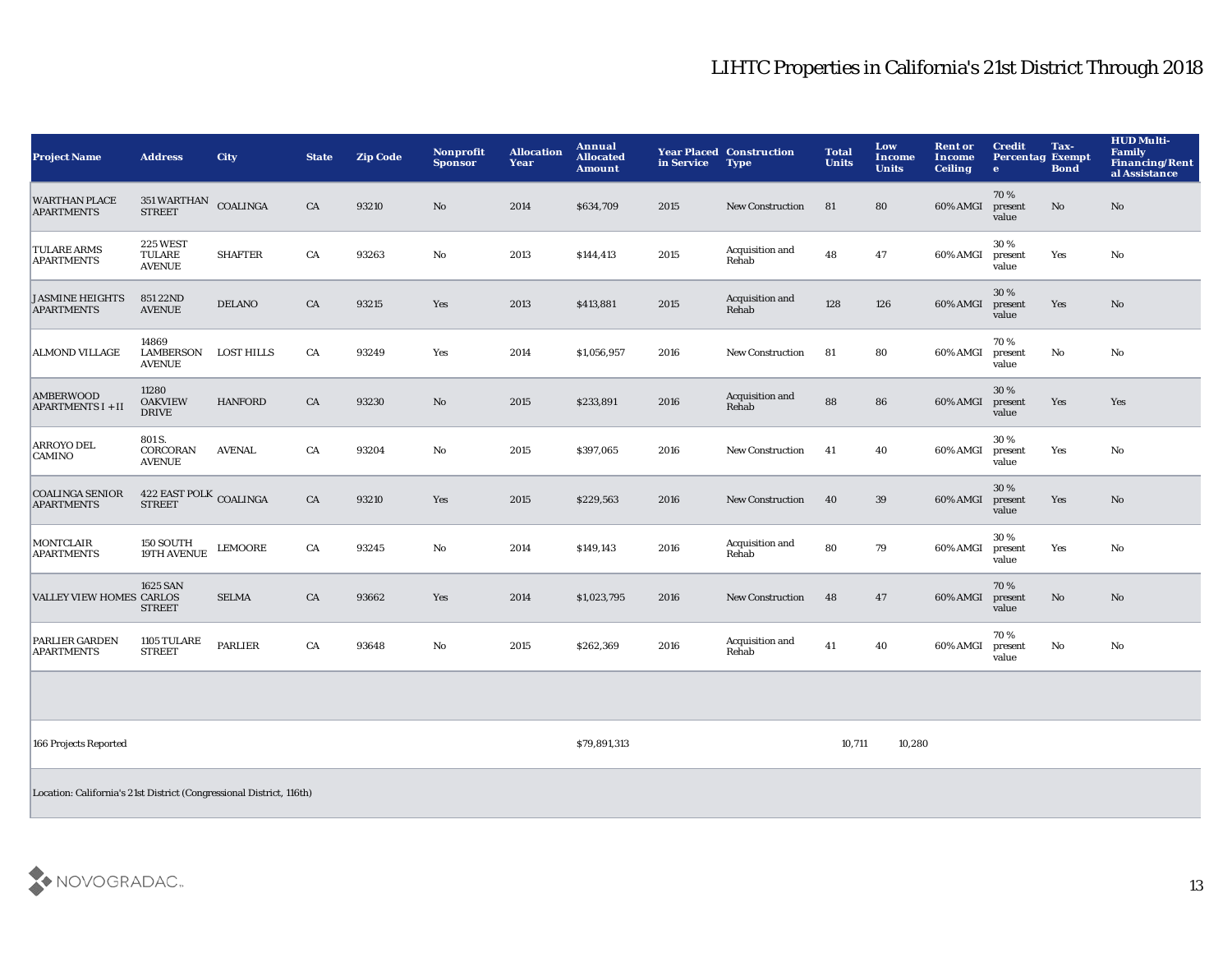# LIHTC Properties in California's 21st District Through 2018

| Project Name | Address | City | State | Zip Code | Nonprofit Sponsor | Allocation Year | Annual Allocated Amount | Year Placed in Service | Construction Type | Total Units | Low Income Units | Rent or Income Ceiling | Credit Percentage | Tax-Exempt Bond | HUD Multi-Family Financing/Rental Assistance |
|---|---|---|---|---|---|---|---|---|---|---|---|---|---|---|---|
| WARTHAN PLACE APARTMENTS | 351 WARTHAN STREET | COALINGA | CA | 93210 | No | 2014 | $634,709 | 2015 | New Construction | 81 | 80 | 60% AMGI | 70 % present value | No | No |
| TULARE ARMS APARTMENTS | 225 WEST TULARE AVENUE | SHAFTER | CA | 93263 | No | 2013 | $144,413 | 2015 | Acquisition and Rehab | 48 | 47 | 60% AMGI | 30 % present value | Yes | No |
| JASMINE HEIGHTS APARTMENTS | 851 22ND AVENUE | DELANO | CA | 93215 | Yes | 2013 | $413,881 | 2015 | Acquisition and Rehab | 128 | 126 | 60% AMGI | 30 % present value | Yes | No |
| ALMOND VILLAGE | 14869 LAMBERSON AVENUE | LOST HILLS | CA | 93249 | Yes | 2014 | $1,056,957 | 2016 | New Construction | 81 | 80 | 60% AMGI | 70 % present value | No | No |
| AMBERWOOD APARTMENTS I + II | 11280 OAKVIEW DRIVE | HANFORD | CA | 93230 | No | 2015 | $233,891 | 2016 | Acquisition and Rehab | 88 | 86 | 60% AMGI | 30 % present value | Yes | Yes |
| ARROYO DEL CAMINO | 801 S. CORCORAN AVENUE | AVENAL | CA | 93204 | No | 2015 | $397,065 | 2016 | New Construction | 41 | 40 | 60% AMGI | 30 % present value | Yes | No |
| COALINGA SENIOR APARTMENTS | 422 EAST POLK STREET | COALINGA | CA | 93210 | Yes | 2015 | $229,563 | 2016 | New Construction | 40 | 39 | 60% AMGI | 30 % present value | Yes | No |
| MONTCLAIR APARTMENTS | 150 SOUTH 19TH AVENUE | LEMOORE | CA | 93245 | No | 2014 | $149,143 | 2016 | Acquisition and Rehab | 80 | 79 | 60% AMGI | 30 % present value | Yes | No |
| VALLEY VIEW HOMES | 1625 SAN CARLOS STREET | SELMA | CA | 93662 | Yes | 2014 | $1,023,795 | 2016 | New Construction | 48 | 47 | 60% AMGI | 70 % present value | No | No |
| PARLIER GARDEN APARTMENTS | 1105 TULARE STREET | PARLIER | CA | 93648 | No | 2015 | $262,369 | 2016 | Acquisition and Rehab | 41 | 40 | 60% AMGI | 70 % present value | No | No |
| | | | | | | | | | | | | | | | |
| 166 Projects Reported | | | | | | | $79,891,313 | | | 10,711 | 10,280 | | | | |

Location: California's 21st District (Congressional District, 116th)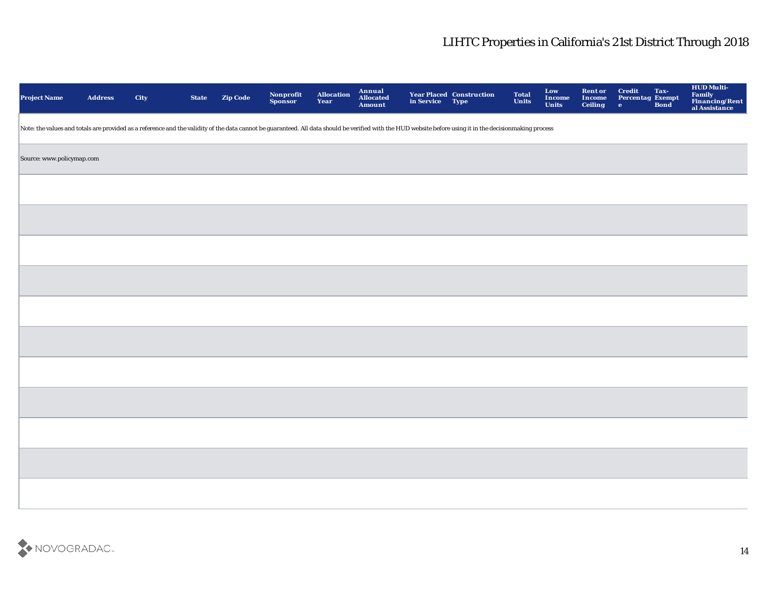# LIHTC Properties in California's 21st District Through 2018

| Project Name | Address | City | State | Zip Code | Nonprofit Sponsor | Allocation Year | Annual Allocated Amount | Year Placed in Service | Construction Type | Total Units | Low Income Units | Rent or Income Ceiling | Credit Percentage | Tax-Exempt Bond | HUD Multi-Family Financing/Rental Assistance |
|---|---|---|---|---|---|---|---|---|---|---|---|---|---|---|---|

Note: the values and totals are provided as a reference and the validity of the data cannot be guaranteed. All data should be verified with the HUD website before using it in the decisionmaking process

Source: www.policymap.com